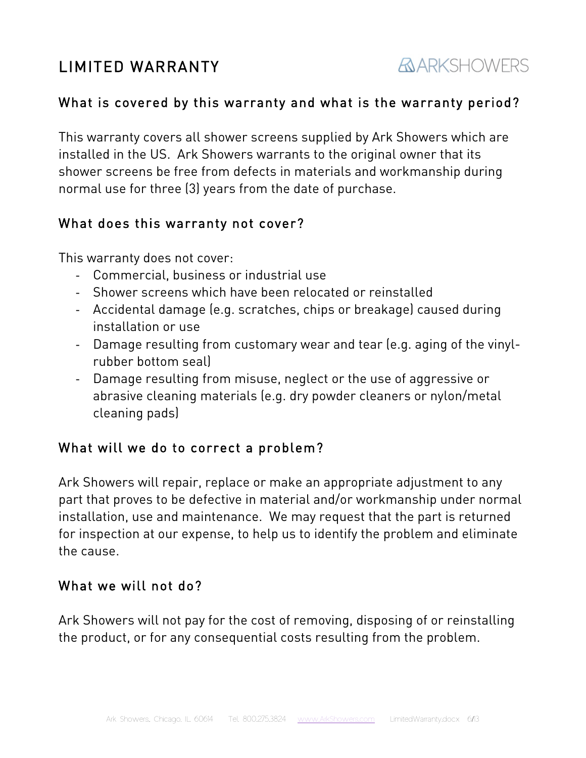# LIMITED WARRANTY

ARKSHOWERS

## What is covered by this warranty and what is the warranty period?

This warranty covers all shower screens supplied by Ark Showers which are installed in the US.  Ark Showers warrants to the original owner that its shower screens be free from defects in materials and workmanship during normal use for three (3) years from the date of purchase.

## What does this warranty not cover?

This warranty does not cover:

- Commercial, business or industrial use
- Shower screens which have been relocated or reinstalled
- Accidental damage (e.g. scratches, chips or breakage) caused during installation or use
- Damage resulting from customary wear and tear (e.g. aging of the vinyl-rubber bottom seal)
- Damage resulting from misuse, neglect or the use of aggressive or abrasive cleaning materials (e.g. dry powder cleaners or nylon/metal cleaning pads)

## What will we do to correct a problem?

Ark Showers will repair, replace or make an appropriate adjustment to any part that proves to be defective in material and/or workmanship under normal installation, use and maintenance.  We may request that the part is returned for inspection at our expense, to help us to identify the problem and eliminate the cause.

## What we will not do?

Ark Showers will not pay for the cost of removing, disposing of or reinstalling the product, or for any consequential costs resulting from the problem.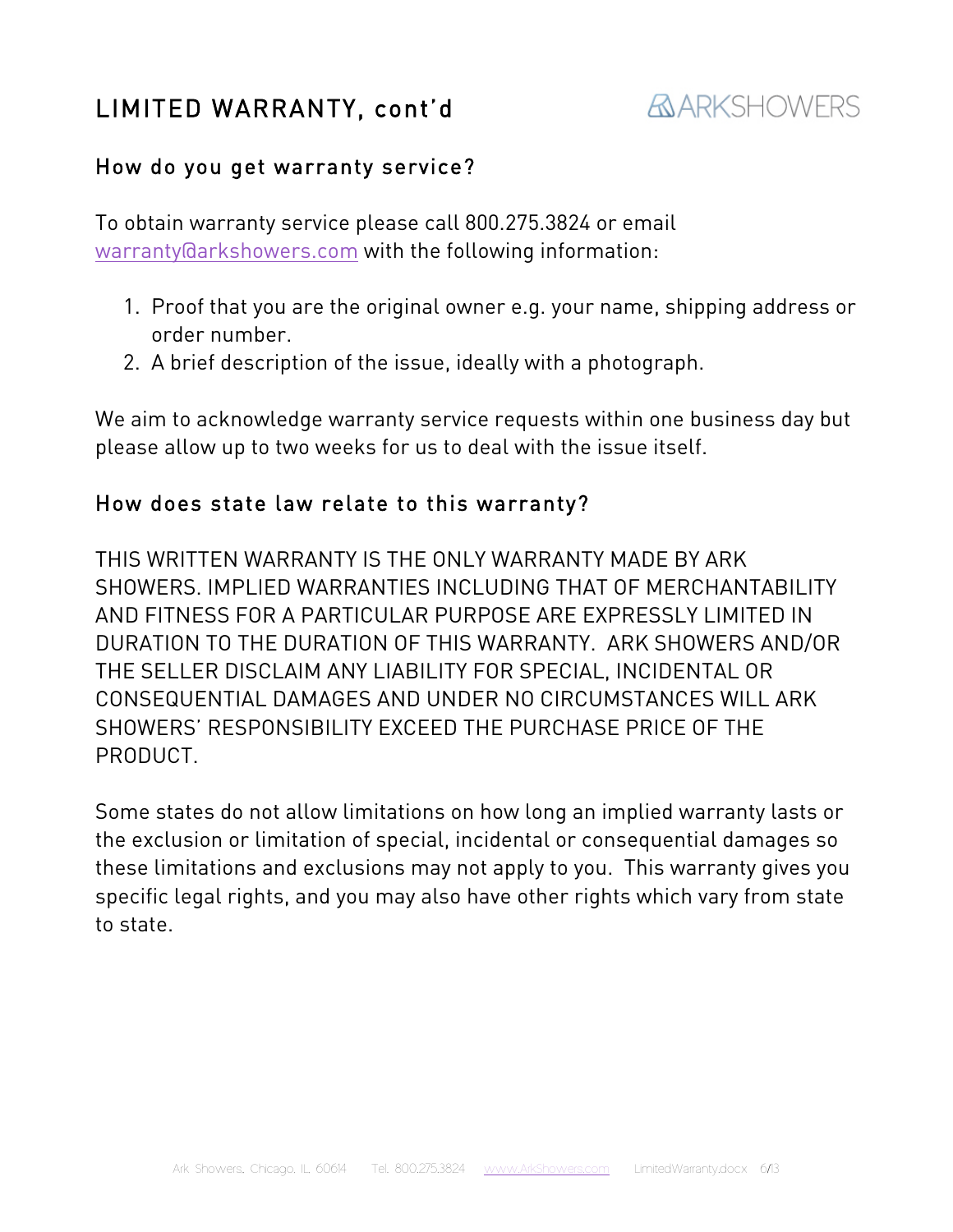# LIMITED WARRANTY, cont'd

## How do you get warranty service?

To obtain warranty service please call 800.275.3824 or email warranty@arkshowers.com with the following information:

1. Proof that you are the original owner e.g. your name, shipping address or order number.
2. A brief description of the issue, ideally with a photograph.

We aim to acknowledge warranty service requests within one business day but please allow up to two weeks for us to deal with the issue itself.

## How does state law relate to this warranty?

THIS WRITTEN WARRANTY IS THE ONLY WARRANTY MADE BY ARK SHOWERS. IMPLIED WARRANTIES INCLUDING THAT OF MERCHANTABILITY AND FITNESS FOR A PARTICULAR PURPOSE ARE EXPRESSLY LIMITED IN DURATION TO THE DURATION OF THIS WARRANTY. ARK SHOWERS AND/OR THE SELLER DISCLAIM ANY LIABILITY FOR SPECIAL, INCIDENTAL OR CONSEQUENTIAL DAMAGES AND UNDER NO CIRCUMSTANCES WILL ARK SHOWERS' RESPONSIBILITY EXCEED THE PURCHASE PRICE OF THE PRODUCT.

Some states do not allow limitations on how long an implied warranty lasts or the exclusion or limitation of special, incidental or consequential damages so these limitations and exclusions may not apply to you. This warranty gives you specific legal rights, and you may also have other rights which vary from state to state.